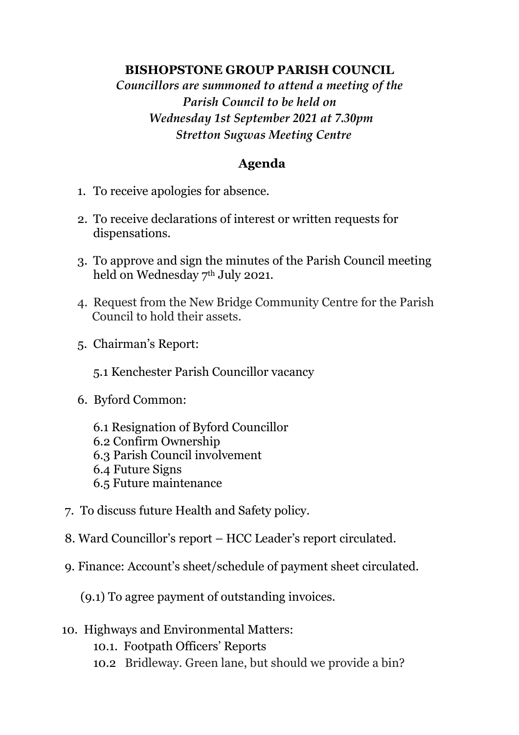**BISHOPSTONE GROUP PARISH COUNCIL**

*Councillors are summoned to attend a meeting of the Parish Council to be held on Wednesday 1st September 2021 at 7.30pm Stretton Sugwas Meeting Centre*

## Agenda

1. To receive apologies for absence.
2. To receive declarations of interest or written requests for dispensations.
3. To approve and sign the minutes of the Parish Council meeting held on Wednesday 7th July 2021.
4. Request from the New Bridge Community Centre for the Parish Council to hold their assets.
5. Chairman's Report:

   5.1 Kenchester Parish Councillor vacancy

6. Byford Common:

   6.1 Resignation of Byford Councillor
   6.2 Confirm Ownership
   6.3 Parish Council involvement
   6.4 Future Signs
   6.5 Future maintenance

7. To discuss future Health and Safety policy.
8. Ward Councillor's report – HCC Leader's report circulated.
9. Finance: Account's sheet/schedule of payment sheet circulated.

   (9.1) To agree payment of outstanding invoices.

10. Highways and Environmental Matters:
    10.1. Footpath Officers' Reports
    10.2 Bridleway. Green lane, but should we provide a bin?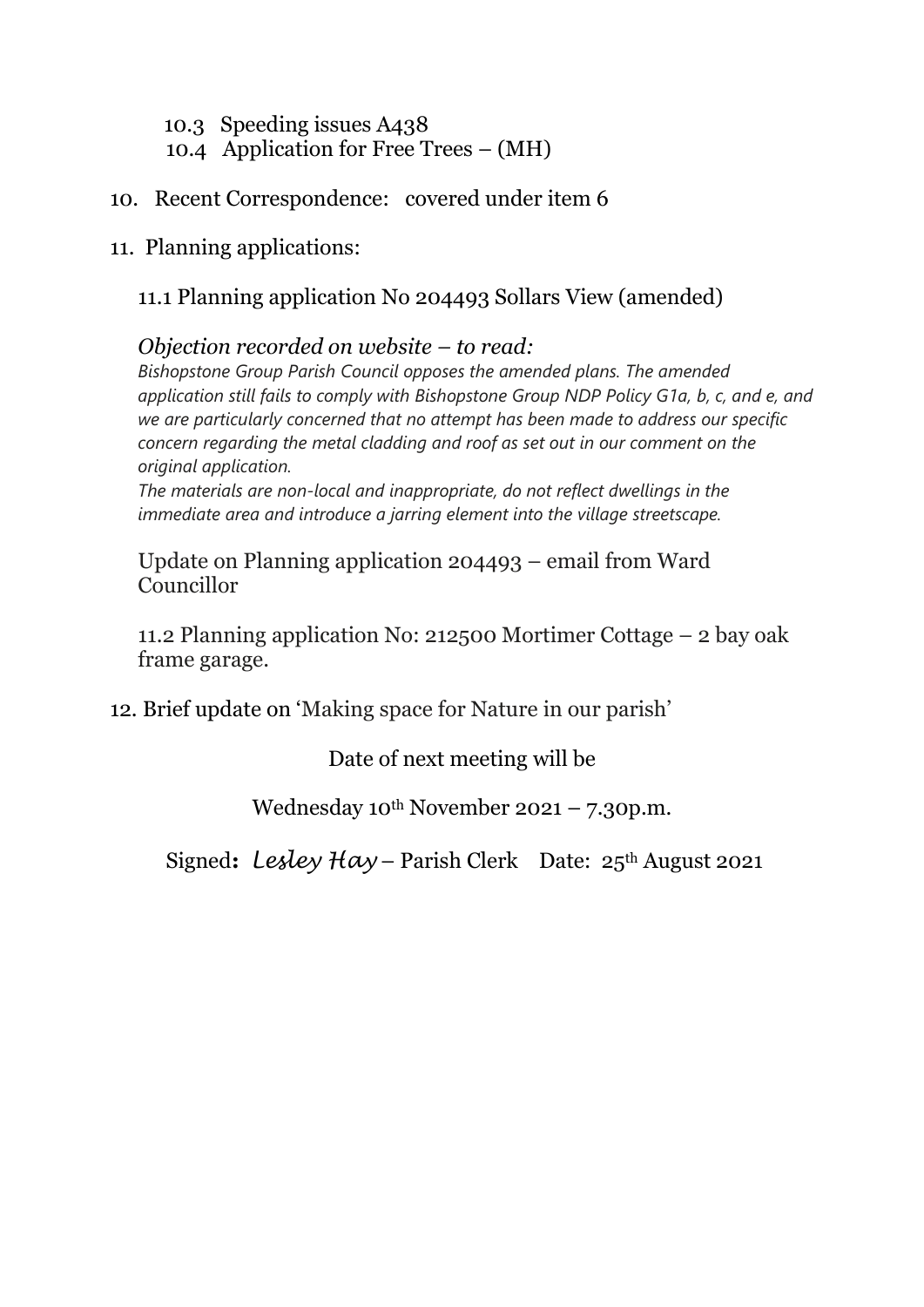10.3 Speeding issues A438

10.4 Application for Free Trees – (MH)

10. Recent Correspondence: covered under item 6

11. Planning applications:

11.1 Planning application No 204493 Sollars View (amended)

*Objection recorded on website – to read:*

*Bishopstone Group Parish Council opposes the amended plans. The amended application still fails to comply with Bishopstone Group NDP Policy G1a, b, c, and e, and we are particularly concerned that no attempt has been made to address our specific concern regarding the metal cladding and roof as set out in our comment on the original application.*

*The materials are non-local and inappropriate, do not reflect dwellings in the immediate area and introduce a jarring element into the village streetscape.*

Update on Planning application 204493 – email from Ward Councillor

11.2 Planning application No: 212500 Mortimer Cottage – 2 bay oak frame garage.

12. Brief update on 'Making space for Nature in our parish'

Date of next meeting will be

Wednesday 10th November 2021 – 7.30p.m.

Signed**:** *Lesley Hay* – Parish Clerk Date: 25th August 2021